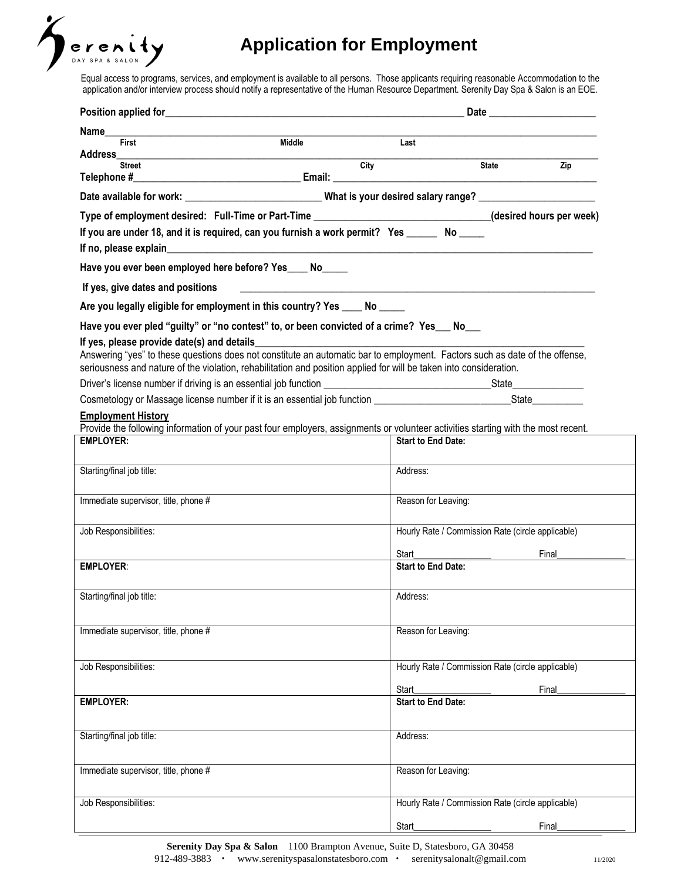Serenity DAY SPA & SALON

# Application for Employment

Equal access to programs, services, and employment is available to all persons. Those applicants requiring reasonable Accommodation to the application and/or interview process should notify a representative of the Human Resource Department. Serenity Day Spa & Salon is an EOE.

**Position applied for**______________________________________________ **Date** ____________________

**Name**_______________________________________________________________________________
First Middle Last

**Address**_____________________________________________________________________________
Street City State Zip

**Telephone #**______________________________ **Email:** ____________________________________________

**Date available for work:** _________________________ **What is your desired salary range?** _____________________

**Type of employment desired: Full-Time or Part-Time** ______________________________**(desired hours per week)**

**If you are under 18, and it is required, can you furnish a work permit? Yes** ______ **No** _____

**If no, please explain**_________________________________________________________________________

**Have you ever been employed here before? Yes**____ **No**_____

**If yes, give dates and positions** ____________________________________________________________

**Are you legally eligible for employment in this country? Yes** ____ **No** _____

**Have you ever pled "guilty" or "no contest" to, or been convicted of a crime? Yes**___ **No**___

**If yes, please provide date(s) and details**____________________________________________________________

Answering "yes" to these questions does not constitute an automatic bar to employment. Factors such as date of the offense, seriousness and nature of the violation, rehabilitation and position applied for will be taken into consideration.

Driver's license number if driving is an essential job function ______________________________State_____________

Cosmetology or Massage license number if it is an essential job function ________________________State__________

**Employment History**

Provide the following information of your past four employers, assignments or volunteer activities starting with the most recent.

| **EMPLOYER:** | **Start to End Date:** |
|---|---|
| Starting/final job title: | Address: |
| Immediate supervisor, title, phone # | Reason for Leaving: |
| Job Responsibilities: | Hourly Rate / Commission Rate (circle applicable)<br>Start________________ Final______________ |
| **EMPLOYER**: | **Start to End Date:** |
| Starting/final job title: | Address: |
| Immediate supervisor, title, phone # | Reason for Leaving: |
| Job Responsibilities: | Hourly Rate / Commission Rate (circle applicable)<br>Start________________ Final______________ |
| **EMPLOYER:** | **Start to End Date:** |
| Starting/final job title: | Address: |
| Immediate supervisor, title, phone # | Reason for Leaving: |
| Job Responsibilities: | Hourly Rate / Commission Rate (circle applicable)<br>Start________________ Final______________ |

**Serenity Day Spa & Salon** 1100 Brampton Avenue, Suite D, Statesboro, GA 30458
912-489-3883 • www.serenityspasalonstatesboro.com • serenitysalonalt@gmail.com 11/2020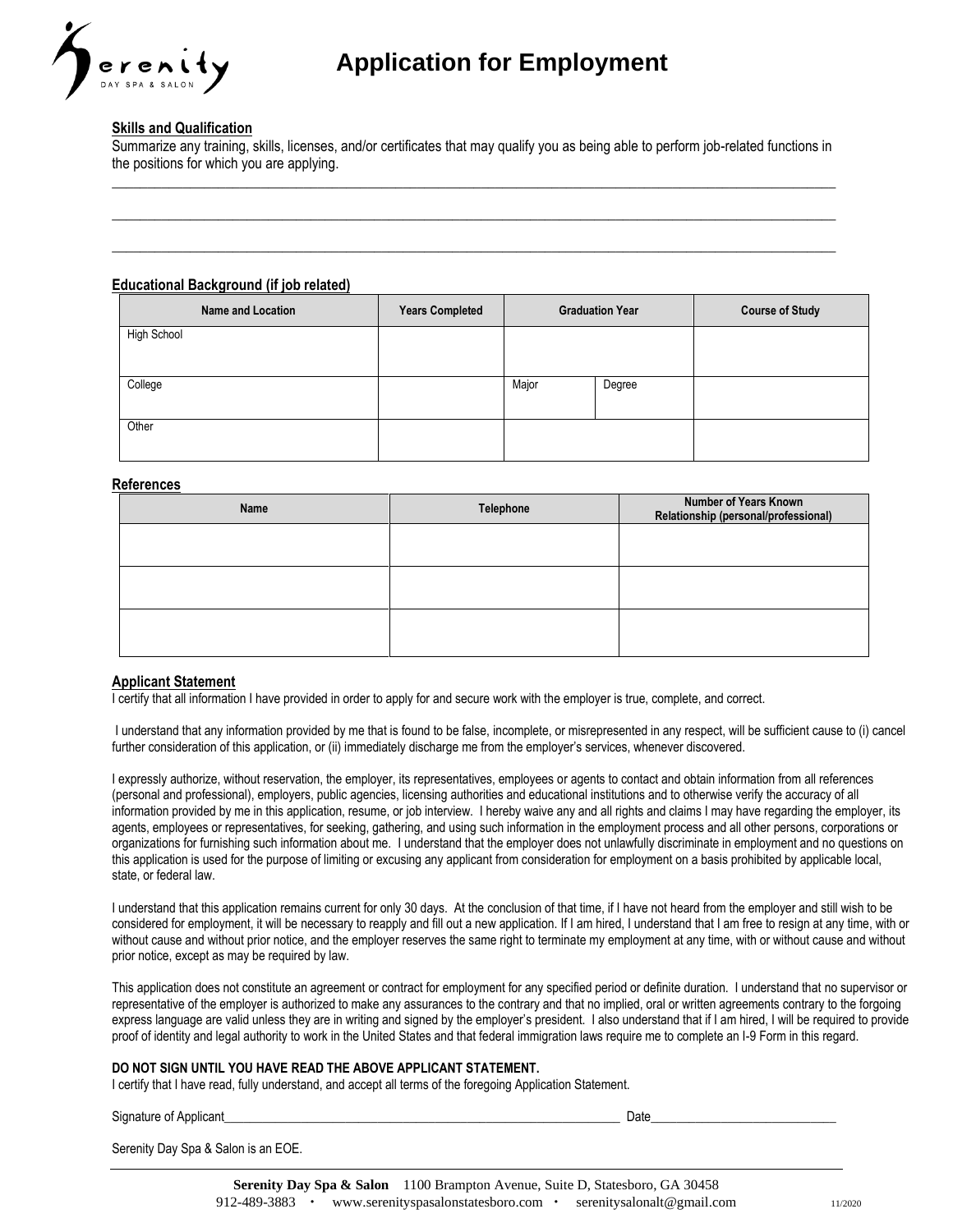# Application for Employment

**Skills and Qualification**

Summarize any training, skills, licenses, and/or certificates that may qualify you as being able to perform job-related functions in the positions for which you are applying.

______________________________________________________________________________________________

______________________________________________________________________________________________

______________________________________________________________________________________________

**Educational Background (if job related)**

| Name and Location | Years Completed | Graduation Year | | Course of Study |
|---|---|---|---|---|
| High School | | | | |
| College | | Major | Degree | |
| Other | | | | |

**References**

| Name | Telephone | Number of Years Known Relationship (personal/professional) |
|---|---|---|
| | | |
| | | |
| | | |

**Applicant Statement**

I certify that all information I have provided in order to apply for and secure work with the employer is true, complete, and correct.

I understand that any information provided by me that is found to be false, incomplete, or misrepresented in any respect, will be sufficient cause to (i) cancel further consideration of this application, or (ii) immediately discharge me from the employer's services, whenever discovered.

I expressly authorize, without reservation, the employer, its representatives, employees or agents to contact and obtain information from all references (personal and professional), employers, public agencies, licensing authorities and educational institutions and to otherwise verify the accuracy of all information provided by me in this application, resume, or job interview. I hereby waive any and all rights and claims I may have regarding the employer, its agents, employees or representatives, for seeking, gathering, and using such information in the employment process and all other persons, corporations or organizations for furnishing such information about me. I understand that the employer does not unlawfully discriminate in employment and no questions on this application is used for the purpose of limiting or excusing any applicant from consideration for employment on a basis prohibited by applicable local, state, or federal law.

I understand that this application remains current for only 30 days. At the conclusion of that time, if I have not heard from the employer and still wish to be considered for employment, it will be necessary to reapply and fill out a new application. If I am hired, I understand that I am free to resign at any time, with or without cause and without prior notice, and the employer reserves the same right to terminate my employment at any time, with or without cause and without prior notice, except as may be required by law.

This application does not constitute an agreement or contract for employment for any specified period or definite duration. I understand that no supervisor or representative of the employer is authorized to make any assurances to the contrary and that no implied, oral or written agreements contrary to the forgoing express language are valid unless they are in writing and signed by the employer's president. I also understand that if I am hired, I will be required to provide proof of identity and legal authority to work in the United States and that federal immigration laws require me to complete an I-9 Form in this regard.

**DO NOT SIGN UNTIL YOU HAVE READ THE ABOVE APPLICANT STATEMENT.**

I certify that I have read, fully understand, and accept all terms of the foregoing Application Statement.

Signature of Applicant______________________________________________________ Date____________________________

Serenity Day Spa & Salon is an EOE.

**Serenity Day Spa & Salon** 1100 Brampton Avenue, Suite D, Statesboro, GA 30458
912-489-3883 • www.serenityspasalonstatesboro.com • serenitysalonalt@gmail.com

11/2020